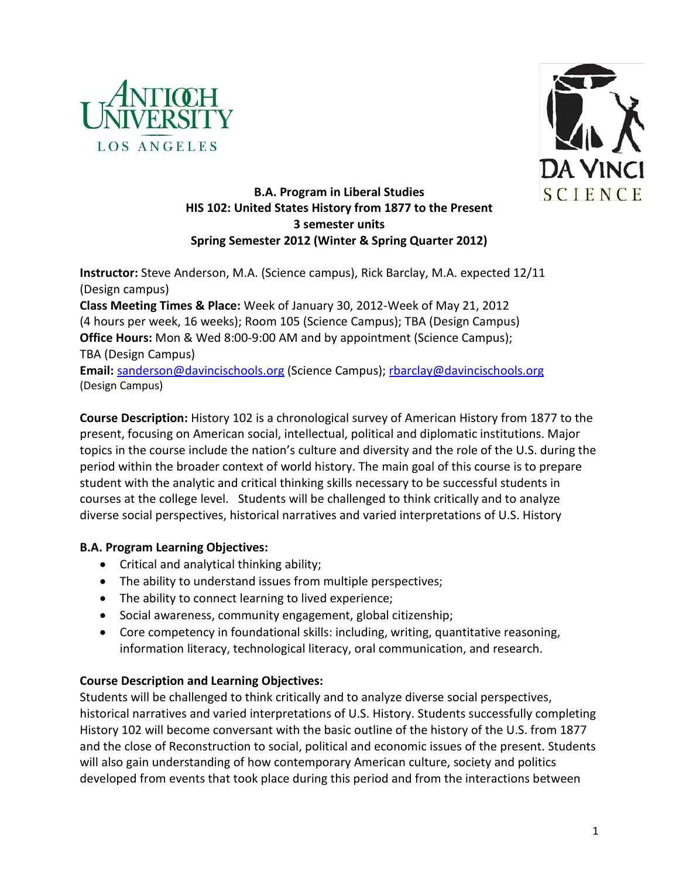**B.A. Program in Liberal Studies**
**HIS 102: United States History from 1877 to the Present**
**3 semester units**
**Spring Semester 2012 (Winter & Spring Quarter 2012)**

**Instructor:** Steve Anderson, M.A. (Science campus), Rick Barclay, M.A. expected 12/11 (Design campus)
**Class Meeting Times & Place:** Week of January 30, 2012-Week of May 21, 2012 (4 hours per week, 16 weeks); Room 105 (Science Campus); TBA (Design Campus)
**Office Hours:** Mon & Wed 8:00-9:00 AM and by appointment (Science Campus); TBA (Design Campus)
**Email:** sanderson@davincischools.org (Science Campus); rbarclay@davincischools.org (Design Campus)

**Course Description:** History 102 is a chronological survey of American History from 1877 to the present, focusing on American social, intellectual, political and diplomatic institutions. Major topics in the course include the nation's culture and diversity and the role of the U.S. during the period within the broader context of world history. The main goal of this course is to prepare student with the analytic and critical thinking skills necessary to be successful students in courses at the college level. Students will be challenged to think critically and to analyze diverse social perspectives, historical narratives and varied interpretations of U.S. History

**B.A. Program Learning Objectives:**

- Critical and analytical thinking ability;
- The ability to understand issues from multiple perspectives;
- The ability to connect learning to lived experience;
- Social awareness, community engagement, global citizenship;
- Core competency in foundational skills: including, writing, quantitative reasoning, information literacy, technological literacy, oral communication, and research.

**Course Description and Learning Objectives:**
Students will be challenged to think critically and to analyze diverse social perspectives, historical narratives and varied interpretations of U.S. History. Students successfully completing History 102 will become conversant with the basic outline of the history of the U.S. from 1877 and the close of Reconstruction to social, political and economic issues of the present. Students will also gain understanding of how contemporary American culture, society and politics developed from events that took place during this period and from the interactions between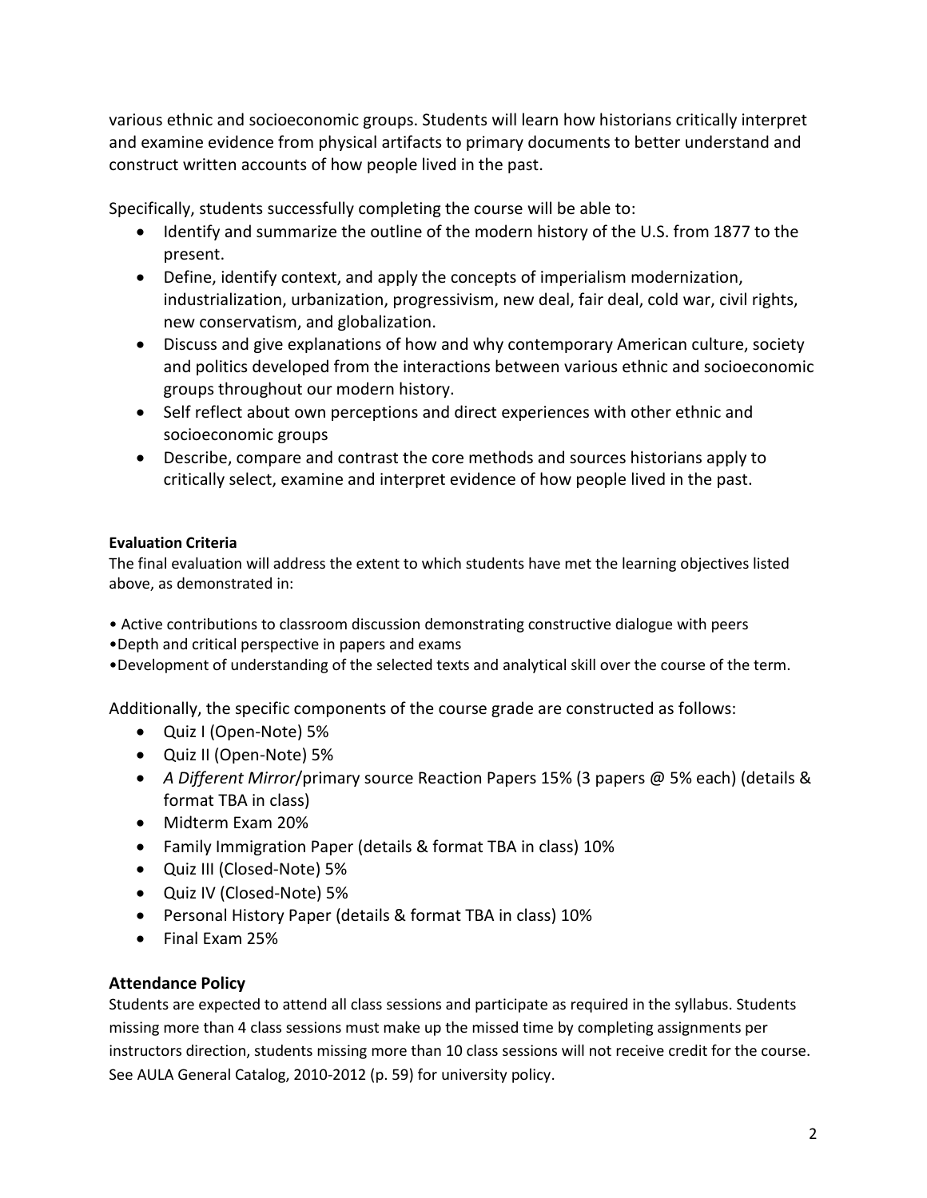various ethnic and socioeconomic groups. Students will learn how historians critically interpret and examine evidence from physical artifacts to primary documents to better understand and construct written accounts of how people lived in the past.

Specifically, students successfully completing the course will be able to:

- Identify and summarize the outline of the modern history of the U.S. from 1877 to the present.
- Define, identify context, and apply the concepts of imperialism modernization, industrialization, urbanization, progressivism, new deal, fair deal, cold war, civil rights, new conservatism, and globalization.
- Discuss and give explanations of how and why contemporary American culture, society and politics developed from the interactions between various ethnic and socioeconomic groups throughout our modern history.
- Self reflect about own perceptions and direct experiences with other ethnic and socioeconomic groups
- Describe, compare and contrast the core methods and sources historians apply to critically select, examine and interpret evidence of how people lived in the past.

#### Evaluation Criteria

The final evaluation will address the extent to which students have met the learning objectives listed above, as demonstrated in:

- Active contributions to classroom discussion demonstrating constructive dialogue with peers
- Depth and critical perspective in papers and exams
- Development of understanding of the selected texts and analytical skill over the course of the term.

Additionally, the specific components of the course grade are constructed as follows:

- Quiz I (Open-Note) 5%
- Quiz II (Open-Note) 5%
- *A Different Mirror*/primary source Reaction Papers 15% (3 papers @ 5% each) (details & format TBA in class)
- Midterm Exam 20%
- Family Immigration Paper (details & format TBA in class) 10%
- Quiz III (Closed-Note) 5%
- Quiz IV (Closed-Note) 5%
- Personal History Paper (details & format TBA in class) 10%
- Final Exam 25%

### Attendance Policy

Students are expected to attend all class sessions and participate as required in the syllabus. Students missing more than 4 class sessions must make up the missed time by completing assignments per instructors direction, students missing more than 10 class sessions will not receive credit for the course. See AULA General Catalog, 2010-2012 (p. 59) for university policy.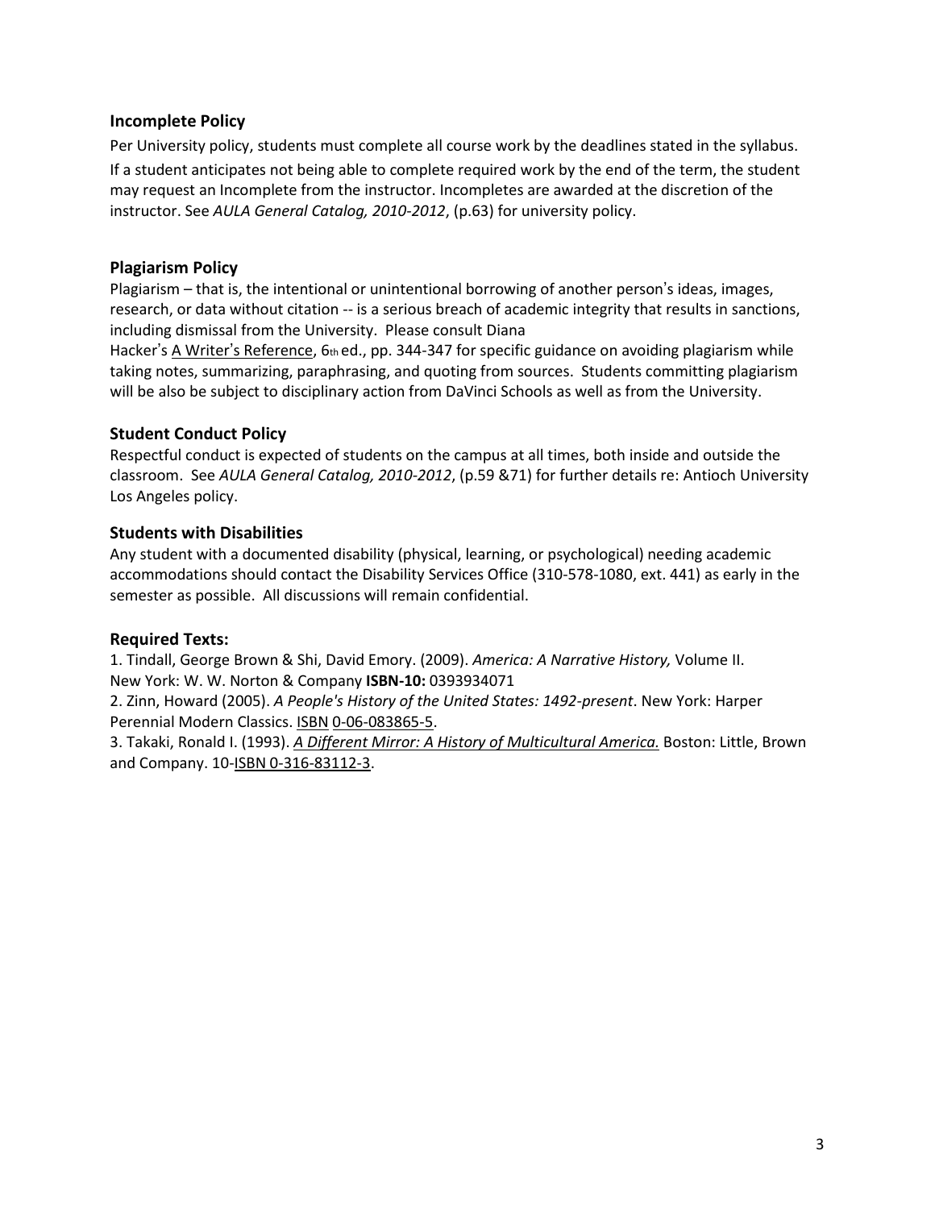### Incomplete Policy

Per University policy, students must complete all course work by the deadlines stated in the syllabus. If a student anticipates not being able to complete required work by the end of the term, the student may request an Incomplete from the instructor. Incompletes are awarded at the discretion of the instructor. See *AULA General Catalog, 2010-2012*, (p.63) for university policy.

### Plagiarism Policy

Plagiarism – that is, the intentional or unintentional borrowing of another person's ideas, images, research, or data without citation -- is a serious breach of academic integrity that results in sanctions, including dismissal from the University. Please consult Diana Hacker's A Writer's Reference, 6th ed., pp. 344-347 for specific guidance on avoiding plagiarism while taking notes, summarizing, paraphrasing, and quoting from sources. Students committing plagiarism will be also be subject to disciplinary action from DaVinci Schools as well as from the University.

### Student Conduct Policy

Respectful conduct is expected of students on the campus at all times, both inside and outside the classroom. See *AULA General Catalog, 2010-2012*, (p.59 &71) for further details re: Antioch University Los Angeles policy.

### Students with Disabilities

Any student with a documented disability (physical, learning, or psychological) needing academic accommodations should contact the Disability Services Office (310-578-1080, ext. 441) as early in the semester as possible. All discussions will remain confidential.

### Required Texts:

1. Tindall, George Brown & Shi, David Emory. (2009). *America: A Narrative History,* Volume II. New York: W. W. Norton & Company **ISBN-10:** 0393934071
2. Zinn, Howard (2005). *A People's History of the United States: 1492-present*. New York: Harper Perennial Modern Classics. ISBN 0-06-083865-5.
3. Takaki, Ronald I. (1993). *A Different Mirror: A History of Multicultural America.* Boston: Little, Brown and Company. 10-ISBN 0-316-83112-3.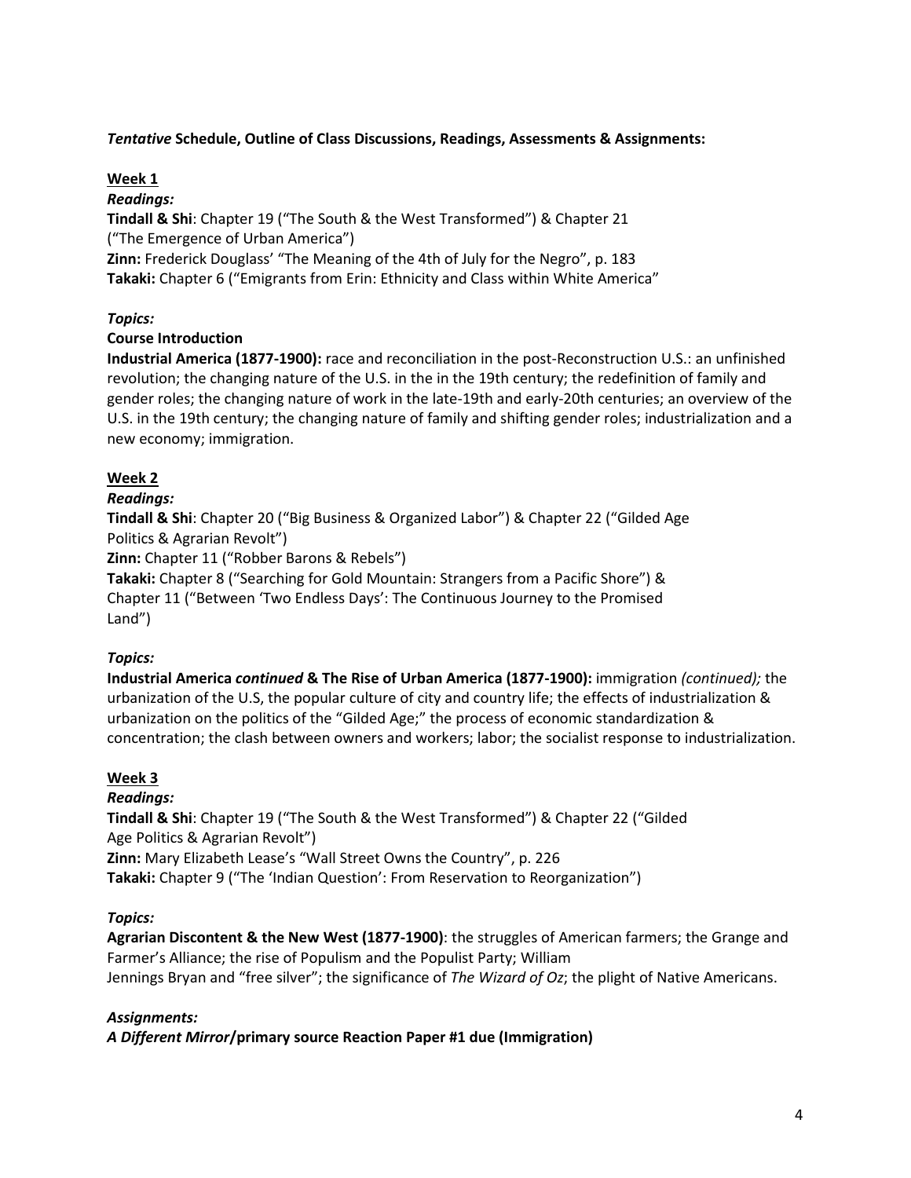***Tentative* Schedule, Outline of Class Discussions, Readings, Assessments & Assignments:**

## Week 1

***Readings:***

**Tindall & Shi**: Chapter 19 ("The South & the West Transformed") & Chapter 21 ("The Emergence of Urban America")
**Zinn:** Frederick Douglass' "The Meaning of the 4th of July for the Negro", p. 183
**Takaki:** Chapter 6 ("Emigrants from Erin: Ethnicity and Class within White America"

***Topics:***

**Course Introduction**

**Industrial America (1877-1900):** race and reconciliation in the post-Reconstruction U.S.: an unfinished revolution; the changing nature of the U.S. in the in the 19th century; the redefinition of family and gender roles; the changing nature of work in the late-19th and early-20th centuries; an overview of the U.S. in the 19th century; the changing nature of family and shifting gender roles; industrialization and a new economy; immigration.

## Week 2

***Readings:***

**Tindall & Shi**: Chapter 20 ("Big Business & Organized Labor") & Chapter 22 ("Gilded Age Politics & Agrarian Revolt")
**Zinn:** Chapter 11 ("Robber Barons & Rebels")
**Takaki:** Chapter 8 ("Searching for Gold Mountain: Strangers from a Pacific Shore") & Chapter 11 ("Between 'Two Endless Days': The Continuous Journey to the Promised Land")

***Topics:***

**Industrial America *continued* & The Rise of Urban America (1877-1900):** immigration *(continued);* the urbanization of the U.S, the popular culture of city and country life; the effects of industrialization & urbanization on the politics of the "Gilded Age;" the process of economic standardization & concentration; the clash between owners and workers; labor; the socialist response to industrialization.

## Week 3

***Readings:***

**Tindall & Shi**: Chapter 19 ("The South & the West Transformed") & Chapter 22 ("Gilded Age Politics & Agrarian Revolt")
**Zinn:** Mary Elizabeth Lease's "Wall Street Owns the Country", p. 226
**Takaki:** Chapter 9 ("The 'Indian Question': From Reservation to Reorganization")

***Topics:***

**Agrarian Discontent & the New West (1877-1900)**: the struggles of American farmers; the Grange and Farmer's Alliance; the rise of Populism and the Populist Party; William Jennings Bryan and "free silver"; the significance of *The Wizard of Oz*; the plight of Native Americans.

***Assignments:***

***A Different Mirror*/primary source Reaction Paper #1 due (Immigration)**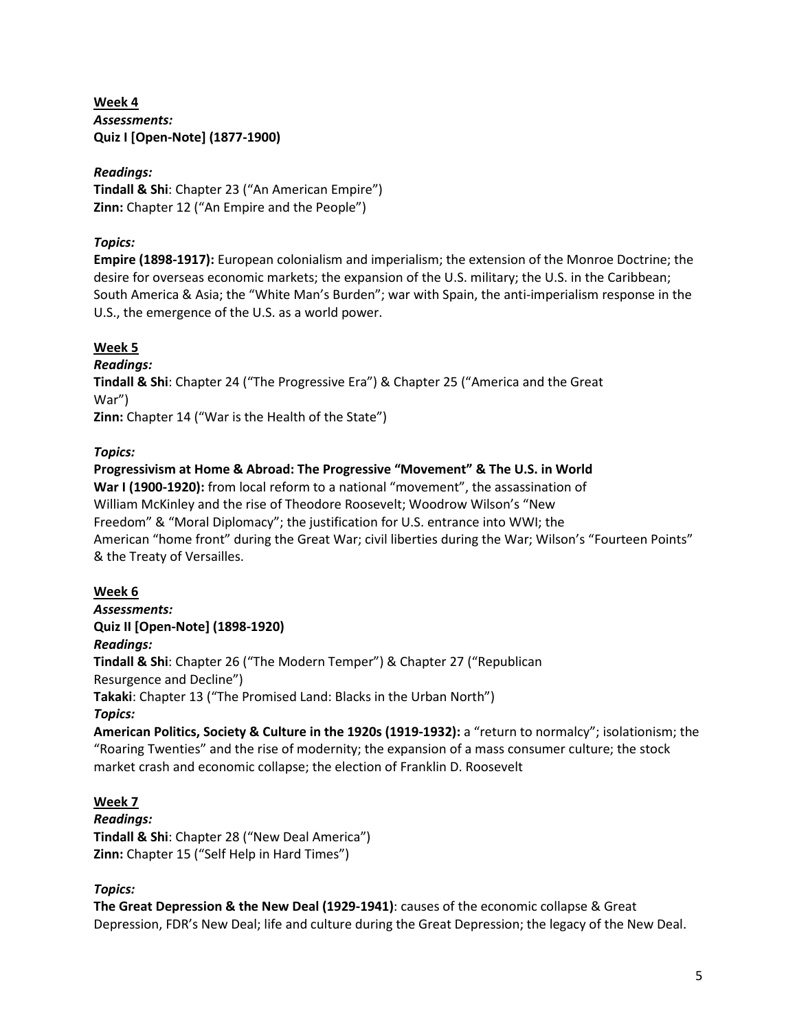**Week 4**
***Assessments:***
**Quiz I [Open-Note] (1877-1900)**

***Readings:***
**Tindall & Shi**: Chapter 23 ("An American Empire")
**Zinn:** Chapter 12 ("An Empire and the People")

***Topics:***
**Empire (1898-1917):** European colonialism and imperialism; the extension of the Monroe Doctrine; the desire for overseas economic markets; the expansion of the U.S. military; the U.S. in the Caribbean; South America & Asia; the "White Man's Burden"; war with Spain, the anti-imperialism response in the U.S., the emergence of the U.S. as a world power.

**Week 5**
***Readings:***
**Tindall & Shi**: Chapter 24 ("The Progressive Era") & Chapter 25 ("America and the Great War")
**Zinn:** Chapter 14 ("War is the Health of the State")

***Topics:***
**Progressivism at Home & Abroad: The Progressive "Movement" & The U.S. in World War I (1900-1920):** from local reform to a national "movement", the assassination of William McKinley and the rise of Theodore Roosevelt; Woodrow Wilson's "New Freedom" & "Moral Diplomacy"; the justification for U.S. entrance into WWI; the American "home front" during the Great War; civil liberties during the War; Wilson's "Fourteen Points" & the Treaty of Versailles.

**Week 6**
***Assessments:***
**Quiz II [Open-Note] (1898-1920)**
***Readings:***
**Tindall & Shi**: Chapter 26 ("The Modern Temper") & Chapter 27 ("Republican Resurgence and Decline")
**Takaki**: Chapter 13 ("The Promised Land: Blacks in the Urban North")
***Topics:***
**American Politics, Society & Culture in the 1920s (1919-1932):** a "return to normalcy"; isolationism; the "Roaring Twenties" and the rise of modernity; the expansion of a mass consumer culture; the stock market crash and economic collapse; the election of Franklin D. Roosevelt

**Week 7**
***Readings:***
**Tindall & Shi**: Chapter 28 ("New Deal America")
**Zinn:** Chapter 15 ("Self Help in Hard Times")

***Topics:***
**The Great Depression & the New Deal (1929-1941)**: causes of the economic collapse & Great Depression, FDR's New Deal; life and culture during the Great Depression; the legacy of the New Deal.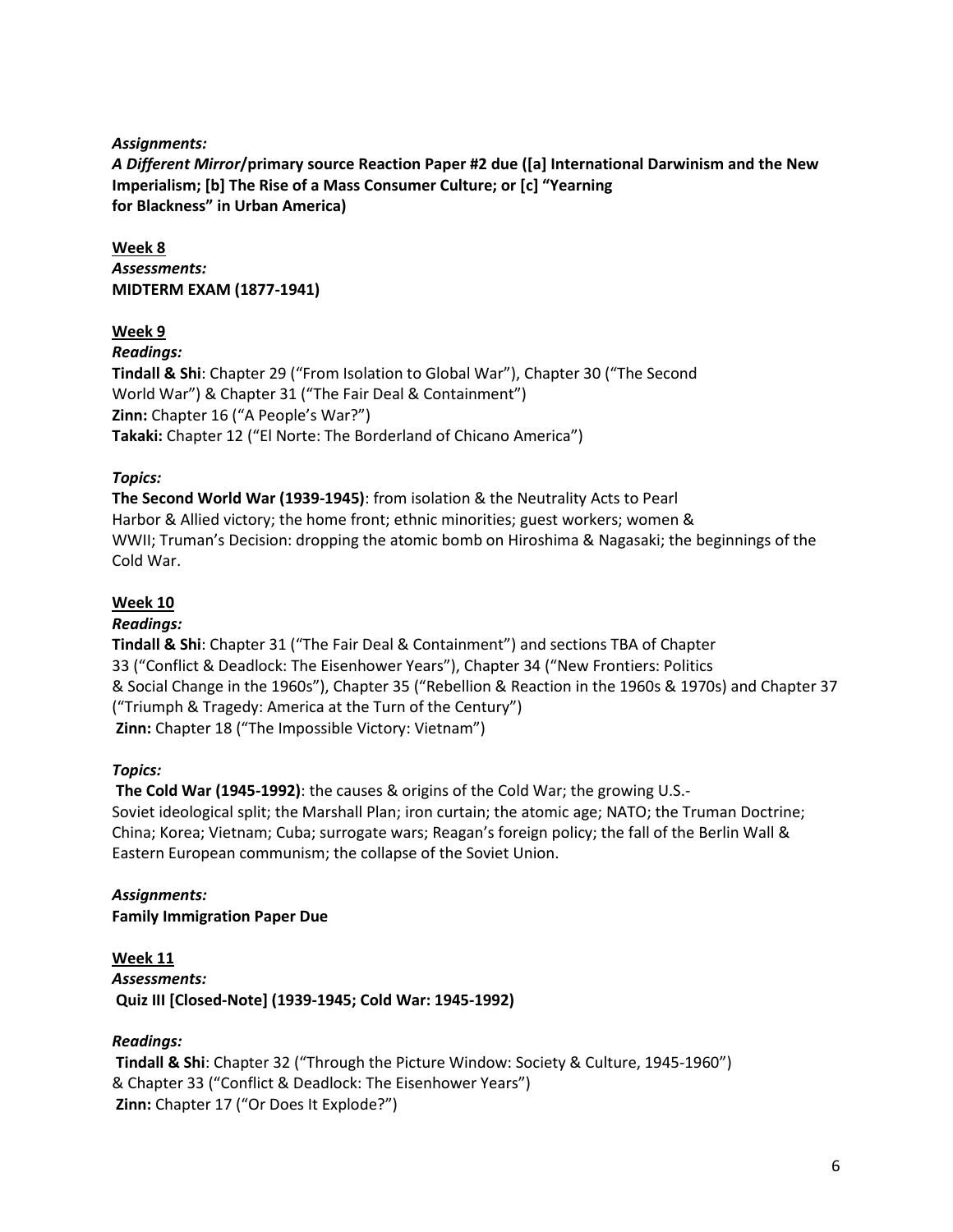***Assignments:***

***A Different Mirror*/primary source Reaction Paper #2 due ([a] International Darwinism and the New Imperialism; [b] The Rise of a Mass Consumer Culture; or [c] "Yearning for Blackness" in Urban America)**

<u>**Week 8**</u>

***Assessments:***

**MIDTERM EXAM (1877-1941)**

<u>**Week 9**</u>

***Readings:***

**Tindall & Shi**: Chapter 29 ("From Isolation to Global War"), Chapter 30 ("The Second World War") & Chapter 31 ("The Fair Deal & Containment")
**Zinn:** Chapter 16 ("A People's War?")
**Takaki:** Chapter 12 ("El Norte: The Borderland of Chicano America")

***Topics:***

**The Second World War (1939-1945)**: from isolation & the Neutrality Acts to Pearl Harbor & Allied victory; the home front; ethnic minorities; guest workers; women & WWII; Truman's Decision: dropping the atomic bomb on Hiroshima & Nagasaki; the beginnings of the Cold War.

<u>**Week 10**</u>

***Readings:***

**Tindall & Shi**: Chapter 31 ("The Fair Deal & Containment") and sections TBA of Chapter 33 ("Conflict & Deadlock: The Eisenhower Years"), Chapter 34 ("New Frontiers: Politics & Social Change in the 1960s"), Chapter 35 ("Rebellion & Reaction in the 1960s & 1970s) and Chapter 37 ("Triumph & Tragedy: America at the Turn of the Century")
**Zinn:** Chapter 18 ("The Impossible Victory: Vietnam")

***Topics:***

**The Cold War (1945-1992)**: the causes & origins of the Cold War; the growing U.S.-Soviet ideological split; the Marshall Plan; iron curtain; the atomic age; NATO; the Truman Doctrine; China; Korea; Vietnam; Cuba; surrogate wars; Reagan's foreign policy; the fall of the Berlin Wall & Eastern European communism; the collapse of the Soviet Union.

***Assignments:***

**Family Immigration Paper Due**

<u>**Week 11**</u>

***Assessments:***

**Quiz III [Closed-Note] (1939-1945; Cold War: 1945-1992)**

***Readings:***

**Tindall & Shi**: Chapter 32 ("Through the Picture Window: Society & Culture, 1945-1960") & Chapter 33 ("Conflict & Deadlock: The Eisenhower Years")
**Zinn:** Chapter 17 ("Or Does It Explode?")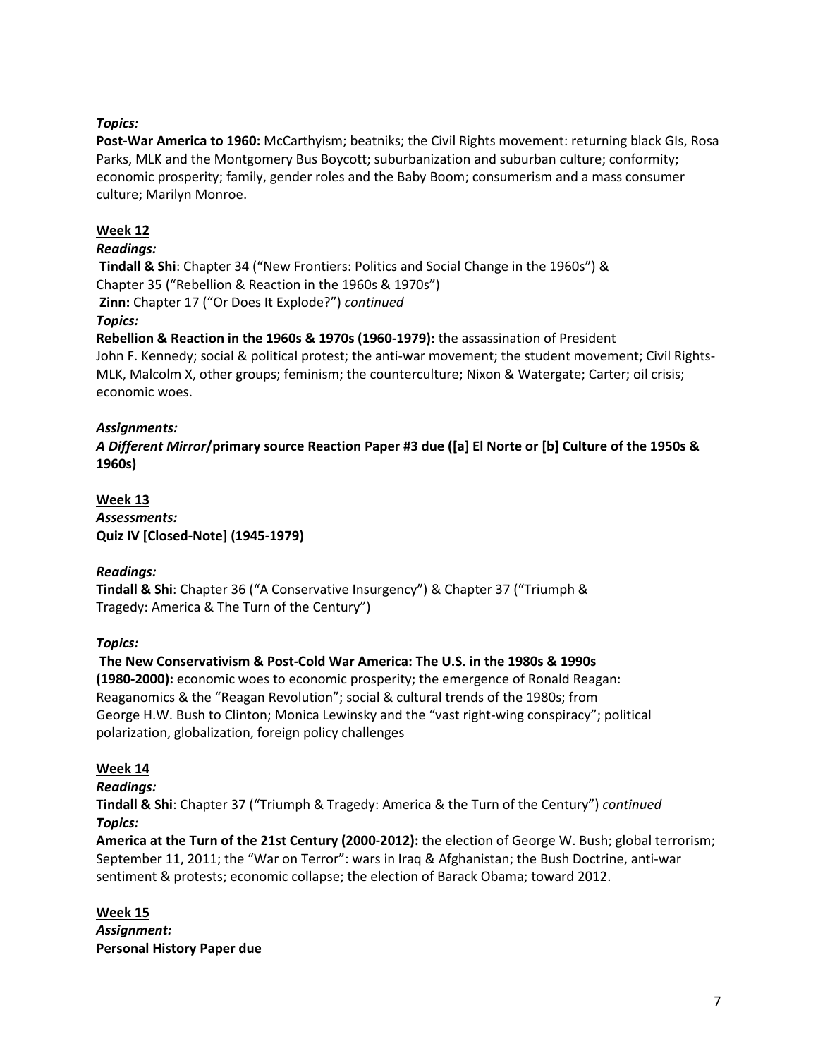***Topics:***
**Post-War America to 1960:** McCarthyism; beatniks; the Civil Rights movement: returning black GIs, Rosa Parks, MLK and the Montgomery Bus Boycott; suburbanization and suburban culture; conformity; economic prosperity; family, gender roles and the Baby Boom; consumerism and a mass consumer culture; Marilyn Monroe.

**Week 12**

***Readings:***
**Tindall & Shi**: Chapter 34 ("New Frontiers: Politics and Social Change in the 1960s") & Chapter 35 ("Rebellion & Reaction in the 1960s & 1970s")
**Zinn:** Chapter 17 ("Or Does It Explode?") *continued*

***Topics:***
**Rebellion & Reaction in the 1960s & 1970s (1960-1979):** the assassination of President John F. Kennedy; social & political protest; the anti-war movement; the student movement; Civil Rights- MLK, Malcolm X, other groups; feminism; the counterculture; Nixon & Watergate; Carter; oil crisis; economic woes.

***Assignments:***
***A Different Mirror*/primary source Reaction Paper #3 due ([a] El Norte or [b] Culture of the 1950s & 1960s)**

**Week 13**

***Assessments:***
**Quiz IV [Closed-Note] (1945-1979)**

***Readings:***
**Tindall & Shi**: Chapter 36 ("A Conservative Insurgency") & Chapter 37 ("Triumph & Tragedy: America & The Turn of the Century")

***Topics:***
**The New Conservativism & Post-Cold War America: The U.S. in the 1980s & 1990s (1980-2000):** economic woes to economic prosperity; the emergence of Ronald Reagan: Reaganomics & the "Reagan Revolution"; social & cultural trends of the 1980s; from George H.W. Bush to Clinton; Monica Lewinsky and the "vast right-wing conspiracy"; political polarization, globalization, foreign policy challenges

**Week 14**

***Readings:***
**Tindall & Shi**: Chapter 37 ("Triumph & Tragedy: America & the Turn of the Century") *continued*

***Topics:***
**America at the Turn of the 21st Century (2000-2012):** the election of George W. Bush; global terrorism; September 11, 2011; the "War on Terror": wars in Iraq & Afghanistan; the Bush Doctrine, anti-war sentiment & protests; economic collapse; the election of Barack Obama; toward 2012.

**Week 15**

***Assignment:***
**Personal History Paper due**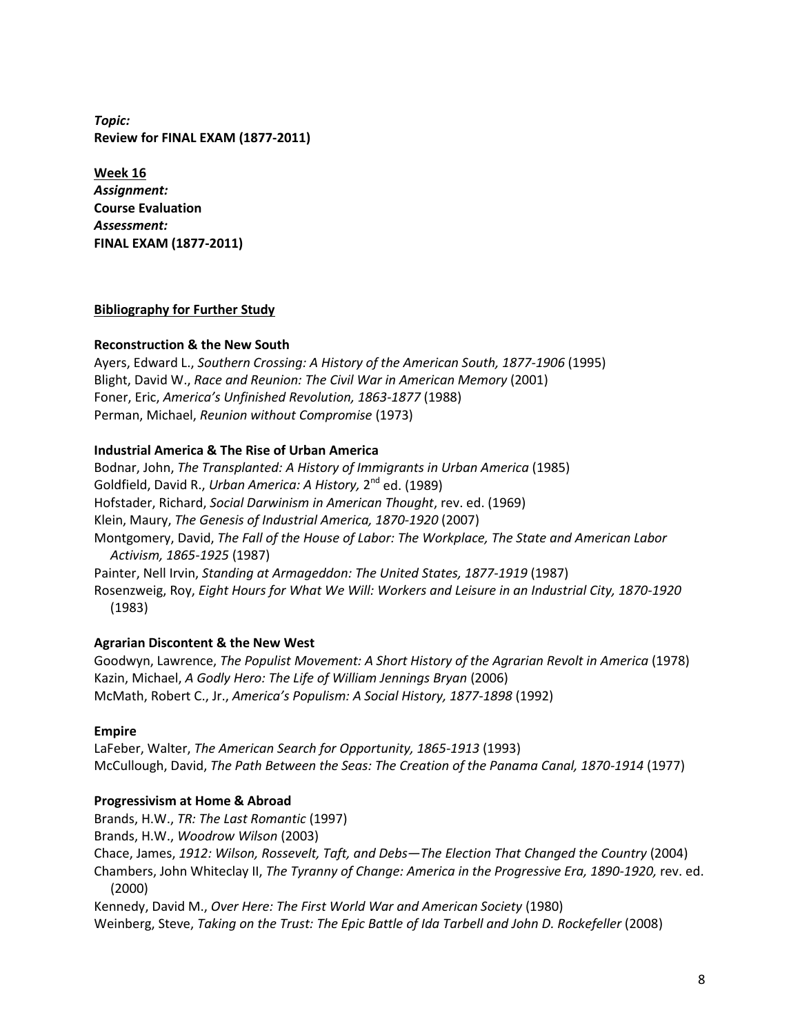***Topic:***
**Review for FINAL EXAM (1877-2011)**

**Week 16**
***Assignment:***
**Course Evaluation**
***Assessment:***
**FINAL EXAM (1877-2011)**

## Bibliography for Further Study

### Reconstruction & the New South

Ayers, Edward L., *Southern Crossing: A History of the American South, 1877-1906* (1995)
Blight, David W., *Race and Reunion: The Civil War in American Memory* (2001)
Foner, Eric, *America's Unfinished Revolution, 1863-1877* (1988)
Perman, Michael, *Reunion without Compromise* (1973)

### Industrial America & The Rise of Urban America

Bodnar, John, *The Transplanted: A History of Immigrants in Urban America* (1985)
Goldfield, David R., *Urban America: A History,* 2nd ed. (1989)
Hofstader, Richard, *Social Darwinism in American Thought*, rev. ed. (1969)
Klein, Maury, *The Genesis of Industrial America, 1870-1920* (2007)
Montgomery, David, *The Fall of the House of Labor: The Workplace, The State and American Labor Activism, 1865-1925* (1987)
Painter, Nell Irvin, *Standing at Armageddon: The United States, 1877-1919* (1987)
Rosenzweig, Roy, *Eight Hours for What We Will: Workers and Leisure in an Industrial City, 1870-1920* (1983)

### Agrarian Discontent & the New West

Goodwyn, Lawrence, *The Populist Movement: A Short History of the Agrarian Revolt in America* (1978)
Kazin, Michael, *A Godly Hero: The Life of William Jennings Bryan* (2006)
McMath, Robert C., Jr., *America's Populism: A Social History, 1877-1898* (1992)

### Empire

LaFeber, Walter, *The American Search for Opportunity, 1865-1913* (1993)
McCullough, David, *The Path Between the Seas: The Creation of the Panama Canal, 1870-1914* (1977)

### Progressivism at Home & Abroad

Brands, H.W., *TR: The Last Romantic* (1997)
Brands, H.W., *Woodrow Wilson* (2003)
Chace, James, *1912: Wilson, Rossevelt, Taft, and Debs—The Election That Changed the Country* (2004)
Chambers, John Whiteclay II, *The Tyranny of Change: America in the Progressive Era, 1890-1920,* rev. ed. (2000)
Kennedy, David M., *Over Here: The First World War and American Society* (1980)
Weinberg, Steve, *Taking on the Trust: The Epic Battle of Ida Tarbell and John D. Rockefeller* (2008)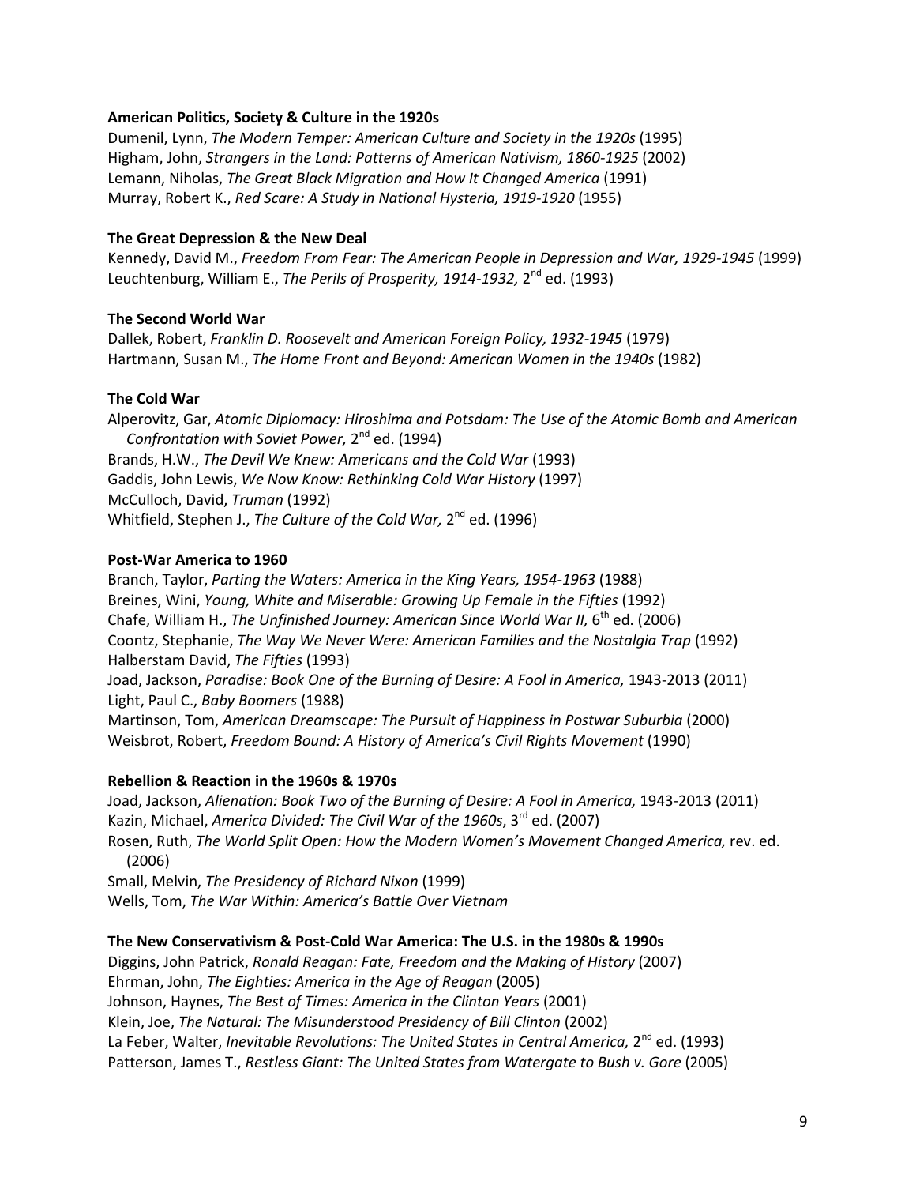**American Politics, Society & Culture in the 1920s**

Dumenil, Lynn, *The Modern Temper: American Culture and Society in the 1920s* (1995)
Higham, John, *Strangers in the Land: Patterns of American Nativism, 1860-1925* (2002)
Lemann, Nicholas, *The Great Black Migration and How It Changed America* (1991)
Murray, Robert K., *Red Scare: A Study in National Hysteria, 1919-1920* (1955)

**The Great Depression & the New Deal**

Kennedy, David M., *Freedom From Fear: The American People in Depression and War, 1929-1945* (1999)
Leuchtenburg, William E., *The Perils of Prosperity, 1914-1932,* 2nd ed. (1993)

**The Second World War**

Dallek, Robert, *Franklin D. Roosevelt and American Foreign Policy, 1932-1945* (1979)
Hartmann, Susan M., *The Home Front and Beyond: American Women in the 1940s* (1982)

**The Cold War**

Alperovitz, Gar, *Atomic Diplomacy: Hiroshima and Potsdam: The Use of the Atomic Bomb and American Confrontation with Soviet Power,* 2nd ed. (1994)
Brands, H.W., *The Devil We Knew: Americans and the Cold War* (1993)
Gaddis, John Lewis, *We Now Know: Rethinking Cold War History* (1997)
McCulloch, David, *Truman* (1992)
Whitfield, Stephen J., *The Culture of the Cold War,* 2nd ed. (1996)

**Post-War America to 1960**

Branch, Taylor, *Parting the Waters: America in the King Years, 1954-1963* (1988)
Breines, Wini, *Young, White and Miserable: Growing Up Female in the Fifties* (1992)
Chafe, William H., *The Unfinished Journey: American Since World War II,* 6th ed. (2006)
Coontz, Stephanie, *The Way We Never Were: American Families and the Nostalgia Trap* (1992)
Halberstam David, *The Fifties* (1993)
Joad, Jackson, *Paradise: Book One of the Burning of Desire: A Fool in America,* 1943-2013 (2011)
Light, Paul C., *Baby Boomers* (1988)
Martinson, Tom, *American Dreamscape: The Pursuit of Happiness in Postwar Suburbia* (2000)
Weisbrot, Robert, *Freedom Bound: A History of America's Civil Rights Movement* (1990)

**Rebellion & Reaction in the 1960s & 1970s**

Joad, Jackson, *Alienation: Book Two of the Burning of Desire: A Fool in America,* 1943-2013 (2011)
Kazin, Michael, *America Divided: The Civil War of the 1960s*, 3rd ed. (2007)
Rosen, Ruth, *The World Split Open: How the Modern Women's Movement Changed America,* rev. ed. (2006)
Small, Melvin, *The Presidency of Richard Nixon* (1999)
Wells, Tom, *The War Within: America's Battle Over Vietnam*

**The New Conservativism & Post-Cold War America: The U.S. in the 1980s & 1990s**

Diggins, John Patrick, *Ronald Reagan: Fate, Freedom and the Making of History* (2007)
Ehrman, John, *The Eighties: America in the Age of Reagan* (2005)
Johnson, Haynes, *The Best of Times: America in the Clinton Years* (2001)
Klein, Joe, *The Natural: The Misunderstood Presidency of Bill Clinton* (2002)
La Feber, Walter, *Inevitable Revolutions: The United States in Central America,* 2nd ed. (1993)
Patterson, James T., *Restless Giant: The United States from Watergate to Bush v. Gore* (2005)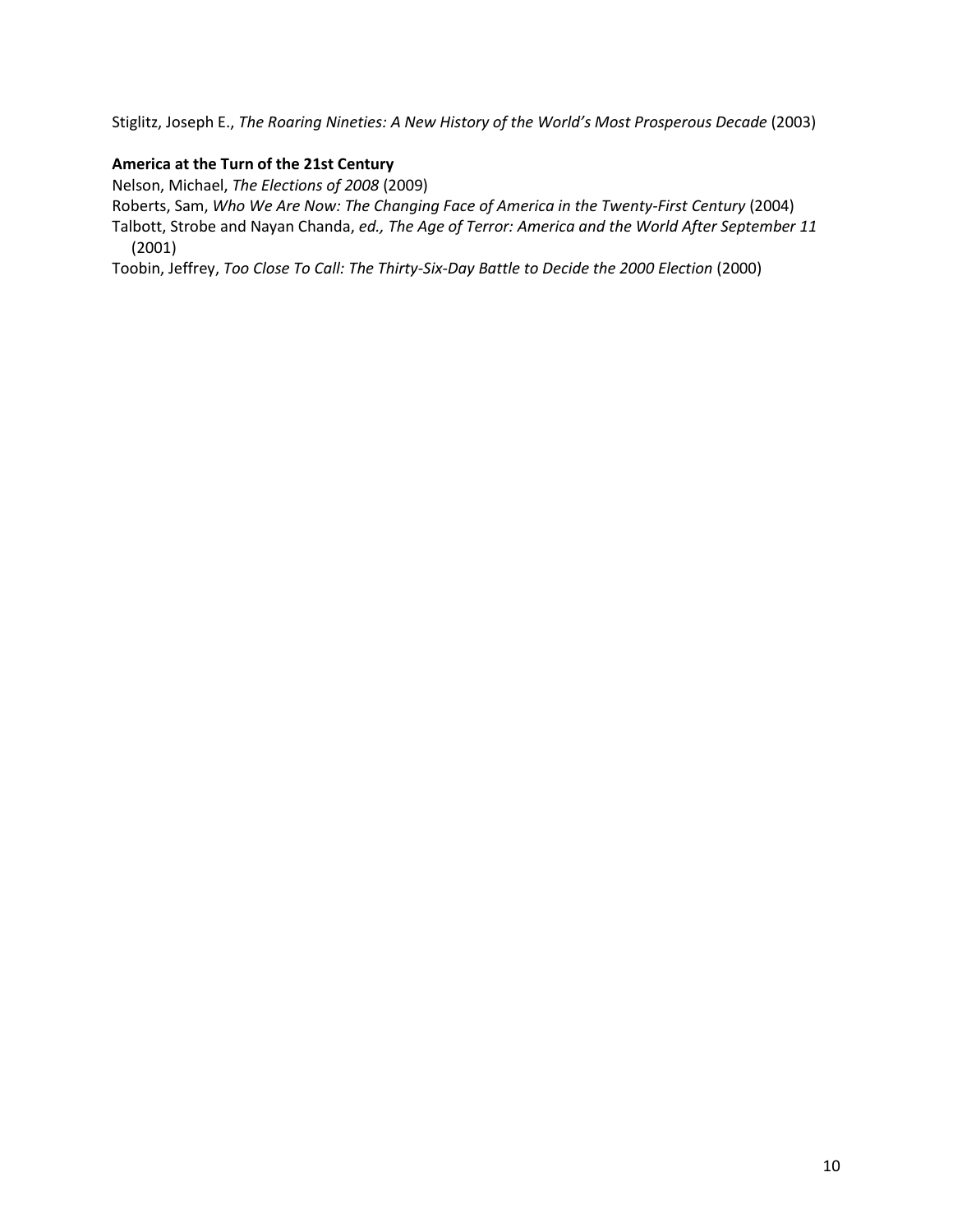Stiglitz, Joseph E., *The Roaring Nineties: A New History of the World's Most Prosperous Decade* (2003)

**America at the Turn of the 21st Century**

Nelson, Michael, *The Elections of 2008* (2009)

Roberts, Sam, *Who We Are Now: The Changing Face of America in the Twenty-First Century* (2004)

Talbott, Strobe and Nayan Chanda, *ed., The Age of Terror: America and the World After September 11* (2001)

Toobin, Jeffrey, *Too Close To Call: The Thirty-Six-Day Battle to Decide the 2000 Election* (2000)